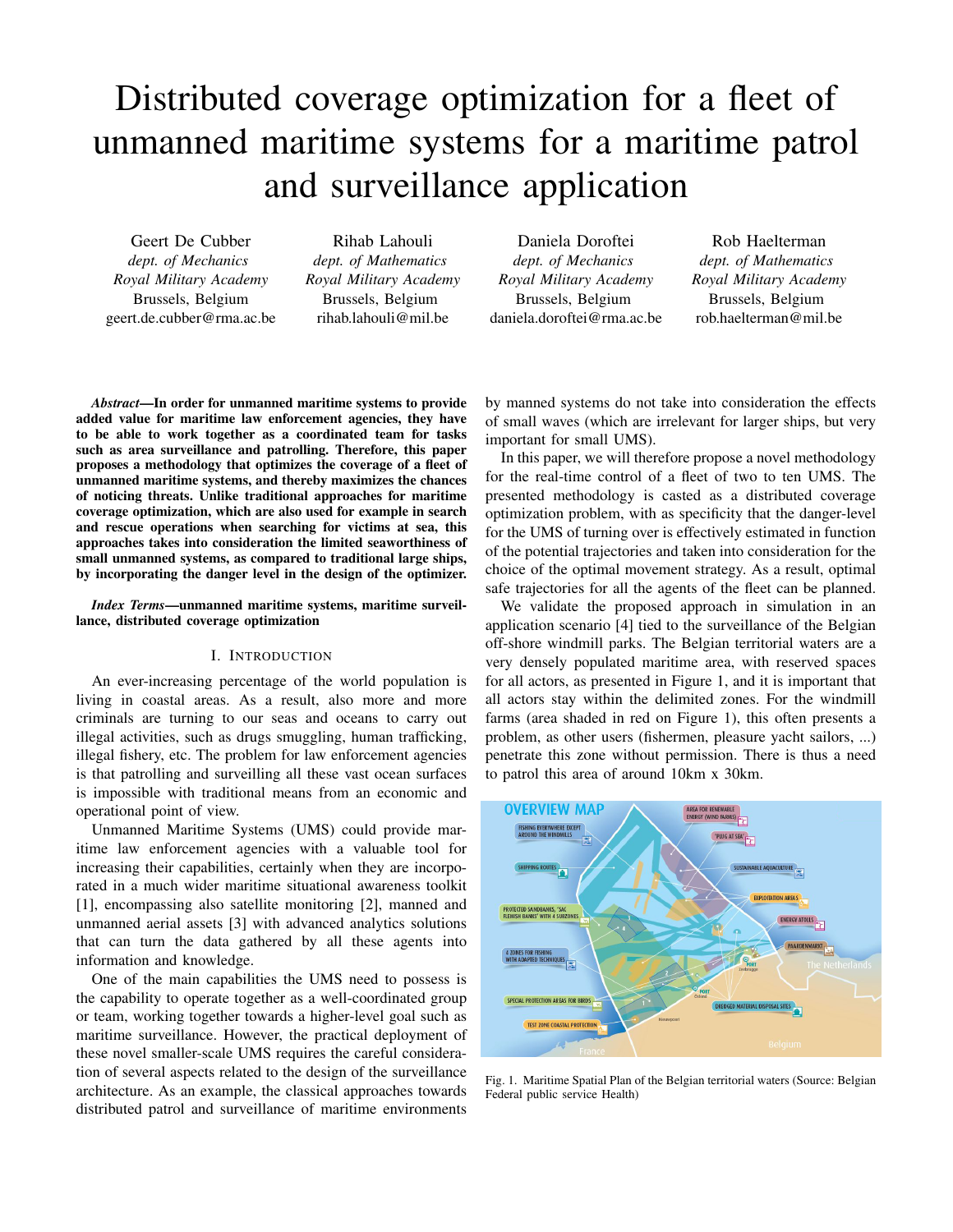# Distributed coverage optimization for a fleet of unmanned maritime systems for a maritime patrol and surveillance application

Geert De Cubber
*dept. of Mechanics*
*Royal Military Academy*
Brussels, Belgium
geert.de.cubber@rma.ac.be

Rihab Lahouli
*dept. of Mathematics*
*Royal Military Academy*
Brussels, Belgium
rihab.lahouli@mil.be

Daniela Doroftei
*dept. of Mechanics*
*Royal Military Academy*
Brussels, Belgium
daniela.doroftei@rma.ac.be

Rob Haelterman
*dept. of Mathematics*
*Royal Military Academy*
Brussels, Belgium
rob.haelterman@mil.be

***Abstract*—In order for unmanned maritime systems to provide added value for maritime law enforcement agencies, they have to be able to work together as a coordinated team for tasks such as area surveillance and patrolling. Therefore, this paper proposes a methodology that optimizes the coverage of a fleet of unmanned maritime systems, and thereby maximizes the chances of noticing threats. Unlike traditional approaches for maritime coverage optimization, which are also used for example in search and rescue operations when searching for victims at sea, this approaches takes into consideration the limited seaworthiness of small unmanned systems, as compared to traditional large ships, by incorporating the danger level in the design of the optimizer.**

***Index Terms*—unmanned maritime systems, maritime surveillance, distributed coverage optimization**

## I. Introduction

An ever-increasing percentage of the world population is living in coastal areas. As a result, also more and more criminals are turning to our seas and oceans to carry out illegal activities, such as drugs smuggling, human trafficking, illegal fishery, etc. The problem for law enforcement agencies is that patrolling and surveilling all these vast ocean surfaces is impossible with traditional means from an economic and operational point of view.

Unmanned Maritime Systems (UMS) could provide maritime law enforcement agencies with a valuable tool for increasing their capabilities, certainly when they are incorporated in a much wider maritime situational awareness toolkit [1], encompassing also satellite monitoring [2], manned and unmanned aerial assets [3] with advanced analytics solutions that can turn the data gathered by all these agents into information and knowledge.

One of the main capabilities the UMS need to possess is the capability to operate together as a well-coordinated group or team, working together towards a higher-level goal such as maritime surveillance. However, the practical deployment of these novel smaller-scale UMS requires the careful consideration of several aspects related to the design of the surveillance architecture. As an example, the classical approaches towards distributed patrol and surveillance of maritime environments by manned systems do not take into consideration the effects of small waves (which are irrelevant for larger ships, but very important for small UMS).

In this paper, we will therefore propose a novel methodology for the real-time control of a fleet of two to ten UMS. The presented methodology is casted as a distributed coverage optimization problem, with as specificity that the danger-level for the UMS of turning over is effectively estimated in function of the potential trajectories and taken into consideration for the choice of the optimal movement strategy. As a result, optimal safe trajectories for all the agents of the fleet can be planned.

We validate the proposed approach in simulation in an application scenario [4] tied to the surveillance of the Belgian off-shore windmill parks. The Belgian territorial waters are a very densely populated maritime area, with reserved spaces for all actors, as presented in Figure 1, and it is important that all actors stay within the delimited zones. For the windmill farms (area shaded in red on Figure 1), this often presents a problem, as other users (fishermen, pleasure yacht sailors, ...) penetrate this zone without permission. There is thus a need to patrol this area of around 10km x 30km.

Fig. 1. Maritime Spatial Plan of the Belgian territorial waters (Source: Belgian Federal public service Health)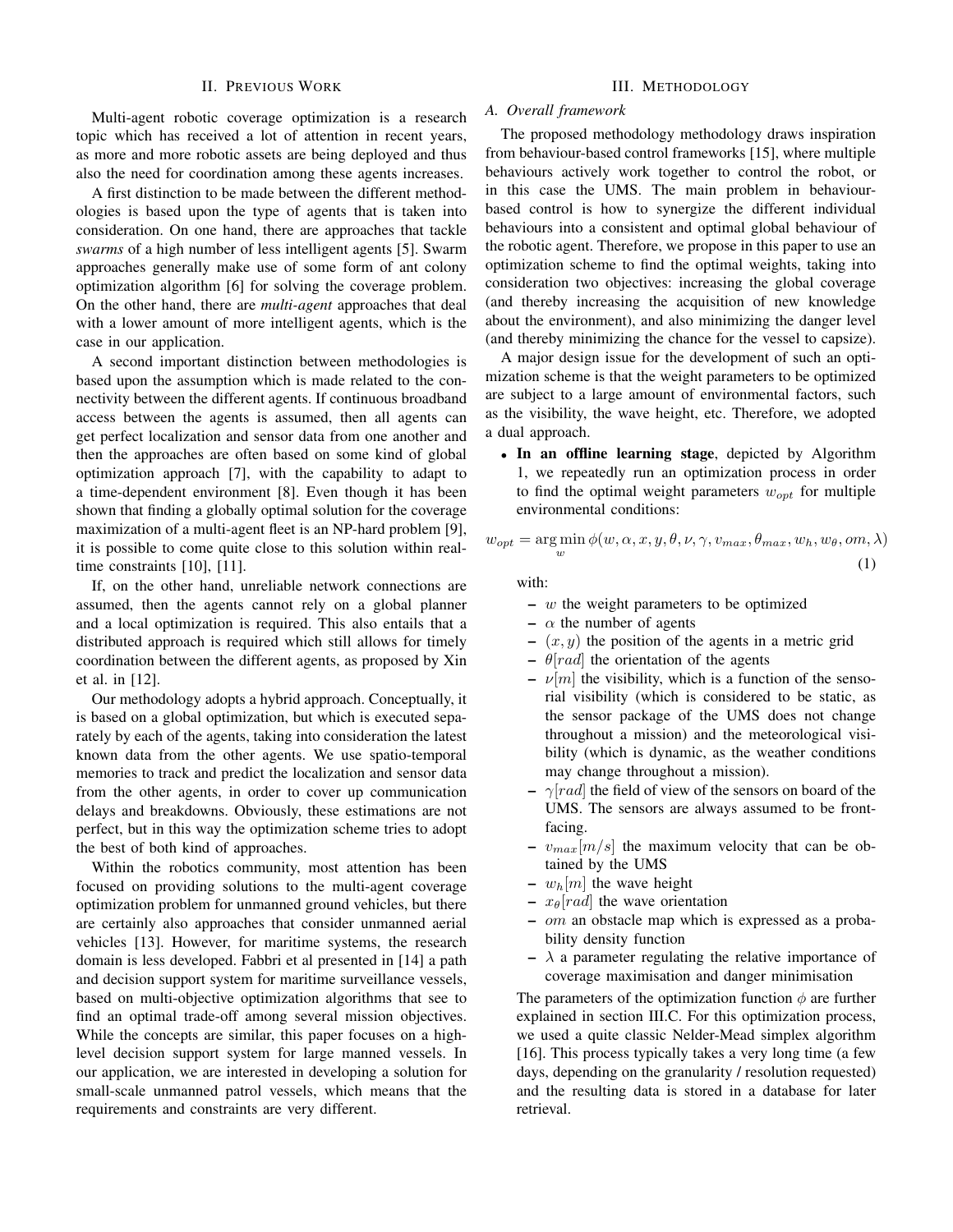## II. Previous Work

Multi-agent robotic coverage optimization is a research topic which has received a lot of attention in recent years, as more and more robotic assets are being deployed and thus also the need for coordination among these agents increases.

A first distinction to be made between the different methodologies is based upon the type of agents that is taken into consideration. On one hand, there are approaches that tackle *swarms* of a high number of less intelligent agents [5]. Swarm approaches generally make use of some form of ant colony optimization algorithm [6] for solving the coverage problem. On the other hand, there are *multi-agent* approaches that deal with a lower amount of more intelligent agents, which is the case in our application.

A second important distinction between methodologies is based upon the assumption which is made related to the connectivity between the different agents. If continuous broadband access between the agents is assumed, then all agents can get perfect localization and sensor data from one another and then the approaches are often based on some kind of global optimization approach [7], with the capability to adapt to a time-dependent environment [8]. Even though it has been shown that finding a globally optimal solution for the coverage maximization of a multi-agent fleet is an NP-hard problem [9], it is possible to come quite close to this solution within real-time constraints [10], [11].

If, on the other hand, unreliable network connections are assumed, then the agents cannot rely on a global planner and a local optimization is required. This also entails that a distributed approach is required which still allows for timely coordination between the different agents, as proposed by Xin et al. in [12].

Our methodology adopts a hybrid approach. Conceptually, it is based on a global optimization, but which is executed separately by each of the agents, taking into consideration the latest known data from the other agents. We use spatio-temporal memories to track and predict the localization and sensor data from the other agents, in order to cover up communication delays and breakdowns. Obviously, these estimations are not perfect, but in this way the optimization scheme tries to adopt the best of both kind of approaches.

Within the robotics community, most attention has been focused on providing solutions to the multi-agent coverage optimization problem for unmanned ground vehicles, but there are certainly also approaches that consider unmanned aerial vehicles [13]. However, for maritime systems, the research domain is less developed. Fabbri et al presented in [14] a path and decision support system for maritime surveillance vessels, based on multi-objective optimization algorithms that see to find an optimal trade-off among several mission objectives. While the concepts are similar, this paper focuses on a high-level decision support system for large manned vessels. In our application, we are interested in developing a solution for small-scale unmanned patrol vessels, which means that the requirements and constraints are very different.

## III. Methodology

### A. Overall framework

The proposed methodology methodology draws inspiration from behaviour-based control frameworks [15], where multiple behaviours actively work together to control the robot, or in this case the UMS. The main problem in behaviour-based control is how to synergize the different individual behaviours into a consistent and optimal global behaviour of the robotic agent. Therefore, we propose in this paper to use an optimization scheme to find the optimal weights, taking into consideration two objectives: increasing the global coverage (and thereby increasing the acquisition of new knowledge about the environment), and also minimizing the danger level (and thereby minimizing the chance for the vessel to capsize).

A major design issue for the development of such an optimization scheme is that the weight parameters to be optimized are subject to a large amount of environmental factors, such as the visibility, the wave height, etc. Therefore, we adopted a dual approach.

- **In an offline learning stage**, depicted by Algorithm 1, we repeatedly run an optimization process in order to find the optimal weight parameters $w_{opt}$ for multiple environmental conditions:

$$w_{opt} = \arg\min_{w} \phi(w, \alpha, x, y, \theta, \nu, \gamma, v_{max}, \theta_{max}, w_h, w_\theta, om, \lambda) \quad (1)$$

  with:
  - $w$ the weight parameters to be optimized
  - $\alpha$ the number of agents
  - $(x, y)$ the position of the agents in a metric grid
  - $\theta[rad]$ the orientation of the agents
  - $\nu[m]$ the visibility, which is a function of the sensorial visibility (which is considered to be static, as the sensor package of the UMS does not change throughout a mission) and the meteorological visibility (which is dynamic, as the weather conditions may change throughout a mission).
  - $\gamma[rad]$ the field of view of the sensors on board of the UMS. The sensors are always assumed to be front-facing.
  - $v_{max}[m/s]$ the maximum velocity that can be obtained by the UMS
  - $w_h[m]$ the wave height
  - $x_\theta[rad]$ the wave orientation
  - $om$ an obstacle map which is expressed as a probability density function
  - $\lambda$ a parameter regulating the relative importance of coverage maximisation and danger minimisation

  The parameters of the optimization function $\phi$ are further explained in section III.C. For this optimization process, we used a quite classic Nelder-Mead simplex algorithm [16]. This process typically takes a very long time (a few days, depending on the granularity / resolution requested) and the resulting data is stored in a database for later retrieval.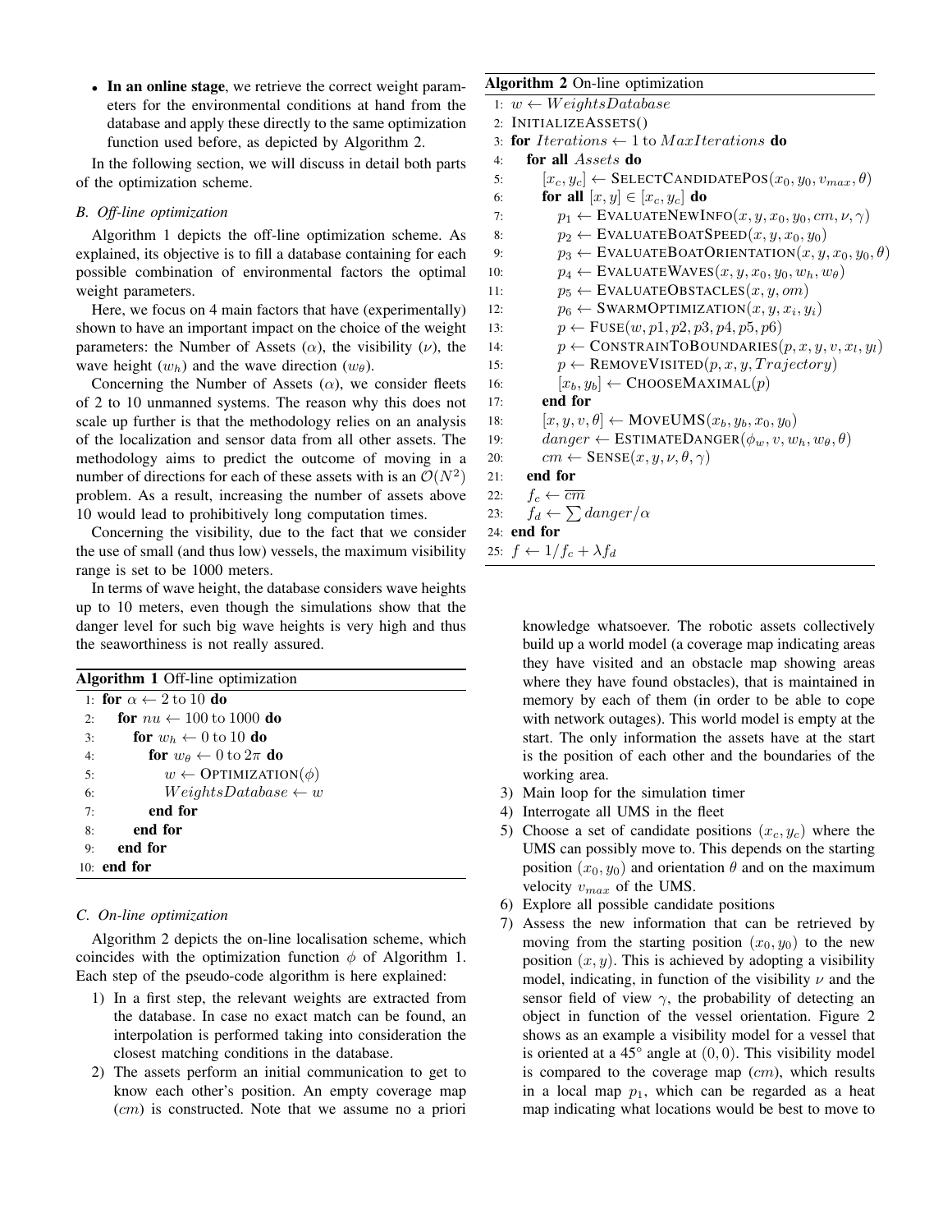- **In an online stage**, we retrieve the correct weight parameters for the environmental conditions at hand from the database and apply these directly to the same optimization function used before, as depicted by Algorithm 2.

In the following section, we will discuss in detail both parts of the optimization scheme.

### B. Off-line optimization

Algorithm 1 depicts the off-line optimization scheme. As explained, its objective is to fill a database containing for each possible combination of environmental factors the optimal weight parameters.

Here, we focus on 4 main factors that have (experimentally) shown to have an important impact on the choice of the weight parameters: the Number of Assets ($\alpha$), the visibility ($\nu$), the wave height ($w_h$) and the wave direction ($w_\theta$).

Concerning the Number of Assets ($\alpha$), we consider fleets of 2 to 10 unmanned systems. The reason why this does not scale up further is that the methodology relies on an analysis of the localization and sensor data from all other assets. The methodology aims to predict the outcome of moving in a number of directions for each of these assets with is an $\mathcal{O}(N^2)$ problem. As a result, increasing the number of assets above 10 would lead to prohibitively long computation times.

Concerning the visibility, due to the fact that we consider the use of small (and thus low) vessels, the maximum visibility range is set to be 1000 meters.

In terms of wave height, the database considers wave heights up to 10 meters, even though the simulations show that the danger level for such big wave heights is very high and thus the seaworthiness is not really assured.

**Algorithm 1** Off-line optimization

```
1:  for α ← 2 to 10 do
2:     for nu ← 100 to 1000 do
3:        for w_h ← 0 to 10 do
4:           for w_θ ← 0 to 2π do
5:              w ← OPTIMIZATION(φ)
6:              WeightsDatabase ← w
7:           end for
8:        end for
9:     end for
10: end for
```

### C. On-line optimization

Algorithm 2 depicts the on-line localisation scheme, which coincides with the optimization function $\phi$ of Algorithm 1. Each step of the pseudo-code algorithm is here explained:

1) In a first step, the relevant weights are extracted from the database. In case no exact match can be found, an interpolation is performed taking into consideration the closest matching conditions in the database.
2) The assets perform an initial communication to get to know each other's position. An empty coverage map ($cm$) is constructed. Note that we assume no a priori knowledge whatsoever. The robotic assets collectively build up a world model (a coverage map indicating areas they have visited and an obstacle map showing areas where they have found obstacles), that is maintained in memory by each of them (in order to be able to cope with network outages). This world model is empty at the start. The only information the assets have at the start is the position of each other and the boundaries of the working area.
3) Main loop for the simulation timer
4) Interrogate all UMS in the fleet
5) Choose a set of candidate positions ($x_c, y_c$) where the UMS can possibly move to. This depends on the starting position ($x_0, y_0$) and orientation $\theta$ and on the maximum velocity $v_{max}$ of the UMS.
6) Explore all possible candidate positions
7) Assess the new information that can be retrieved by moving from the starting position ($x_0, y_0$) to the new position ($x, y$). This is achieved by adopting a visibility model, indicating, in function of the visibility $\nu$ and the sensor field of view $\gamma$, the probability of detecting an object in function of the vessel orientation. Figure 2 shows as an example a visibility model for a vessel that is oriented at a 45° angle at $(0, 0)$. This visibility model is compared to the coverage map ($cm$), which results in a local map $p_1$, which can be regarded as a heat map indicating what locations would be best to move to

**Algorithm 2** On-line optimization

```
1:  w ← WeightsDatabase
2:  INITIALIZEASSETS()
3:  for Iterations ← 1 to MaxIterations do
4:     for all Assets do
5:        [x_c, y_c] ← SELECTCANDIDATEPOS(x_0, y_0, v_max, θ)
6:        for all [x, y] ∈ [x_c, y_c] do
7:           p_1 ← EVALUATENEWINFO(x, y, x_0, y_0, cm, ν, γ)
8:           p_2 ← EVALUATEBOATSPEED(x, y, x_0, y_0)
9:           p_3 ← EVALUATEBOATORIENTATION(x, y, x_0, y_0, θ)
10:          p_4 ← EVALUATEWAVES(x, y, x_0, y_0, w_h, w_θ)
11:          p_5 ← EVALUATEOBSTACLES(x, y, om)
12:          p_6 ← SWARMOPTIMIZATION(x, y, x_i, y_i)
13:          p ← FUSE(w, p1, p2, p3, p4, p5, p6)
14:          p ← CONSTRAINTOBOUNDARIES(p, x, y, v, x_l, y_l)
15:          p ← REMOVEVISITED(p, x, y, Trajectory)
16:          [x_b, y_b] ← CHOOSEMAXIMAL(p)
17:       end for
18:       [x, y, v, θ] ← MOVEUMS(x_b, y_b, x_0, y_0)
19:       danger ← ESTIMATEDANGER(φ_w, v, w_h, w_θ, θ)
20:       cm ← SENSE(x, y, ν, θ, γ)
21:    end for
22:    f_c ← mean(cm)
23:    f_d ← Σ danger/α
24: end for
25: f ← 1/f_c + λ f_d
```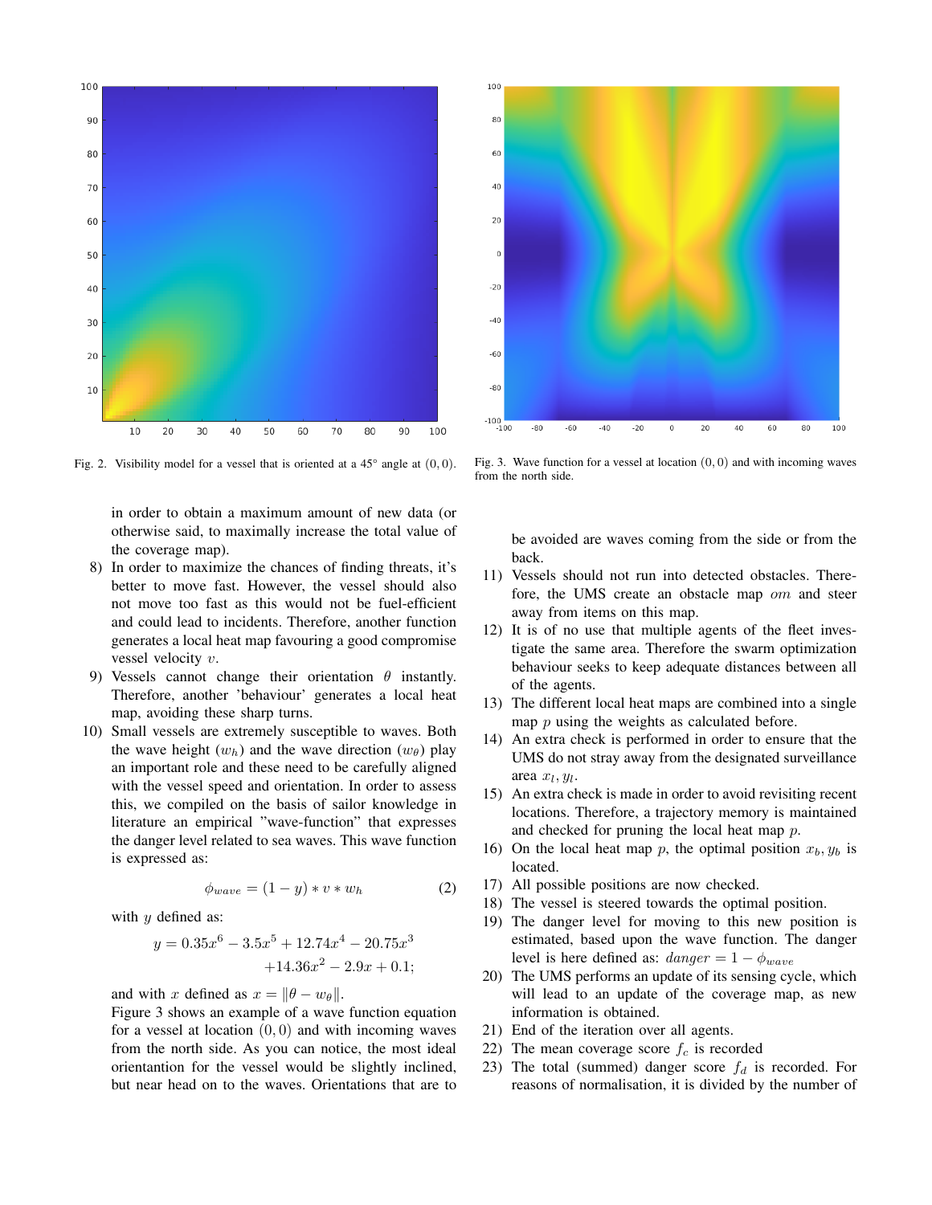Fig. 2. Visibility model for a vessel that is oriented at a 45° angle at $(0, 0)$.

Fig. 3. Wave function for a vessel at location $(0, 0)$ and with incoming waves from the north side.

in order to obtain a maximum amount of new data (or otherwise said, to maximally increase the total value of the coverage map).

8) In order to maximize the chances of finding threats, it's better to move fast. However, the vessel should also not move too fast as this would not be fuel-efficient and could lead to incidents. Therefore, another function generates a local heat map favouring a good compromise vessel velocity $v$.
9) Vessels cannot change their orientation $\theta$ instantly. Therefore, another 'behaviour' generates a local heat map, avoiding these sharp turns.
10) Small vessels are extremely susceptible to waves. Both the wave height ($w_h$) and the wave direction ($w_\theta$) play an important role and these need to be carefully aligned with the vessel speed and orientation. In order to assess this, we compiled on the basis of sailor knowledge in literature an empirical "wave-function" that expresses the danger level related to sea waves. This wave function is expressed as:

$$\phi_{wave} = (1 - y) * v * w_h \tag{2}$$

with $y$ defined as:

$$y = 0.35x^6 - 3.5x^5 + 12.74x^4 - 20.75x^3 + 14.36x^2 - 2.9x + 0.1;$$

and with $x$ defined as $x = \|\theta - w_\theta\|$.
Figure 3 shows an example of a wave function equation for a vessel at location $(0, 0)$ and with incoming waves from the north side. As you can notice, the most ideal orientantion for the vessel would be slightly inclined, but near head on to the waves. Orientations that are to be avoided are waves coming from the side or from the back.
11) Vessels should not run into detected obstacles. Therefore, the UMS create an obstacle map $om$ and steer away from items on this map.
12) It is of no use that multiple agents of the fleet investigate the same area. Therefore the swarm optimization behaviour seeks to keep adequate distances between all of the agents.
13) The different local heat maps are combined into a single map $p$ using the weights as calculated before.
14) An extra check is performed in order to ensure that the UMS do not stray away from the designated surveillance area $x_l, y_l$.
15) An extra check is made in order to avoid revisiting recent locations. Therefore, a trajectory memory is maintained and checked for pruning the local heat map $p$.
16) On the local heat map $p$, the optimal position $x_b, y_b$ is located.
17) All possible positions are now checked.
18) The vessel is steered towards the optimal position.
19) The danger level for moving to this new position is estimated, based upon the wave function. The danger level is here defined as: $danger = 1 - \phi_{wave}$
20) The UMS performs an update of its sensing cycle, which will lead to an update of the coverage map, as new information is obtained.
21) End of the iteration over all agents.
22) The mean coverage score $f_c$ is recorded
23) The total (summed) danger score $f_d$ is recorded. For reasons of normalisation, it is divided by the number of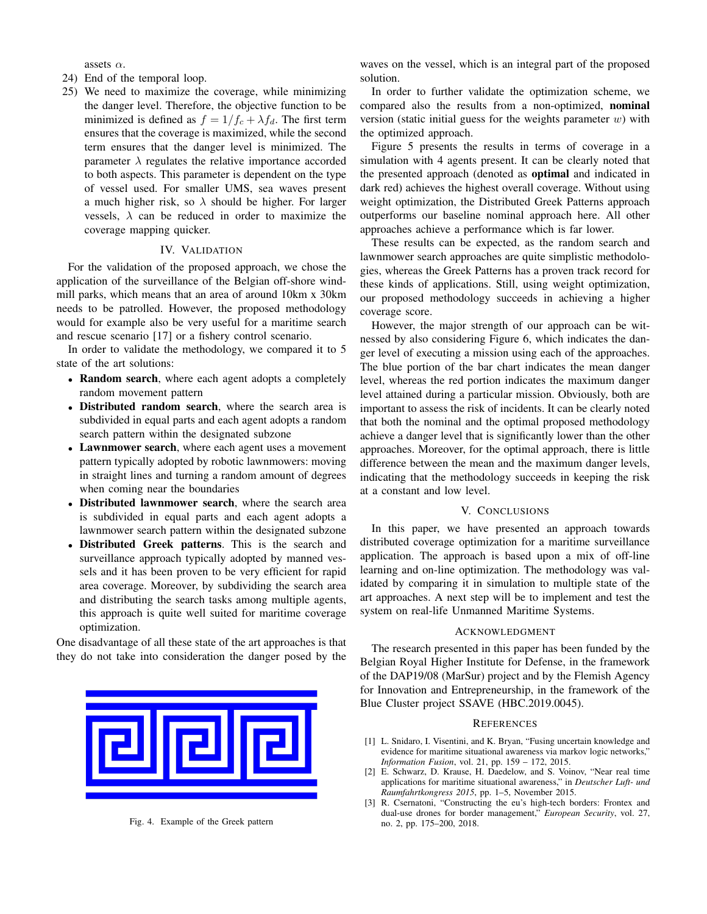assets $\alpha$.

24) End of the temporal loop.
25) We need to maximize the coverage, while minimizing the danger level. Therefore, the objective function to be minimized is defined as $f = 1/f_c + \lambda f_d$. The first term ensures that the coverage is maximized, while the second term ensures that the danger level is minimized. The parameter $\lambda$ regulates the relative importance accorded to both aspects. This parameter is dependent on the type of vessel used. For smaller UMS, sea waves present a much higher risk, so $\lambda$ should be higher. For larger vessels, $\lambda$ can be reduced in order to maximize the coverage mapping quicker.

## IV. Validation

For the validation of the proposed approach, we chose the application of the surveillance of the Belgian off-shore windmill parks, which means that an area of around 10km x 30km needs to be patrolled. However, the proposed methodology would for example also be very useful for a maritime search and rescue scenario [17] or a fishery control scenario.

In order to validate the methodology, we compared it to 5 state of the art solutions:

- **Random search**, where each agent adopts a completely random movement pattern
- **Distributed random search**, where the search area is subdivided in equal parts and each agent adopts a random search pattern within the designated subzone
- **Lawnmower search**, where each agent uses a movement pattern typically adopted by robotic lawnmowers: moving in straight lines and turning a random amount of degrees when coming near the boundaries
- **Distributed lawnmower search**, where the search area is subdivided in equal parts and each agent adopts a lawnmower search pattern within the designated subzone
- **Distributed Greek patterns**. This is the search and surveillance approach typically adopted by manned vessels and it has been proven to be very efficient for rapid area coverage. Moreover, by subdividing the search area and distributing the search tasks among multiple agents, this approach is quite well suited for maritime coverage optimization.

One disadvantage of all these state of the art approaches is that they do not take into consideration the danger posed by the waves on the vessel, which is an integral part of the proposed solution.

Fig. 4. Example of the Greek pattern

In order to further validate the optimization scheme, we compared also the results from a non-optimized, **nominal** version (static initial guess for the weights parameter $w$) with the optimized approach.

Figure 5 presents the results in terms of coverage in a simulation with 4 agents present. It can be clearly noted that the presented approach (denoted as **optimal** and indicated in dark red) achieves the highest overall coverage. Without using weight optimization, the Distributed Greek Patterns approach outperforms our baseline nominal approach here. All other approaches achieve a performance which is far lower.

These results can be expected, as the random search and lawnmower search approaches are quite simplistic methodologies, whereas the Greek Patterns has a proven track record for these kinds of applications. Still, using weight optimization, our proposed methodology succeeds in achieving a higher coverage score.

However, the major strength of our approach can be witnessed by also considering Figure 6, which indicates the danger level of executing a mission using each of the approaches. The blue portion of the bar chart indicates the mean danger level, whereas the red portion indicates the maximum danger level attained during a particular mission. Obviously, both are important to assess the risk of incidents. It can be clearly noted that both the nominal and the optimal proposed methodology achieve a danger level that is significantly lower than the other approaches. Moreover, for the optimal approach, there is little difference between the mean and the maximum danger levels, indicating that the methodology succeeds in keeping the risk at a constant and low level.

## V. Conclusions

In this paper, we have presented an approach towards distributed coverage optimization for a maritime surveillance application. The approach is based upon a mix of off-line learning and on-line optimization. The methodology was validated by comparing it in simulation to multiple state of the art approaches. A next step will be to implement and test the system on real-life Unmanned Maritime Systems.

## Acknowledgment

The research presented in this paper has been funded by the Belgian Royal Higher Institute for Defense, in the framework of the DAP19/08 (MarSur) project and by the Flemish Agency for Innovation and Entrepreneurship, in the framework of the Blue Cluster project SSAVE (HBC.2019.0045).

## References

[1] L. Snidaro, I. Visentini, and K. Bryan, "Fusing uncertain knowledge and evidence for maritime situational awareness via markov logic networks," *Information Fusion*, vol. 21, pp. 159 – 172, 2015.

[2] E. Schwarz, D. Krause, H. Daedelow, and S. Voinov, "Near real time applications for maritime situational awareness," in *Deutscher Luft- und Raumfahrtkongress 2015*, pp. 1–5, November 2015.

[3] R. Csernatoni, "Constructing the eu's high-tech borders: Frontex and dual-use drones for border management," *European Security*, vol. 27, no. 2, pp. 175–200, 2018.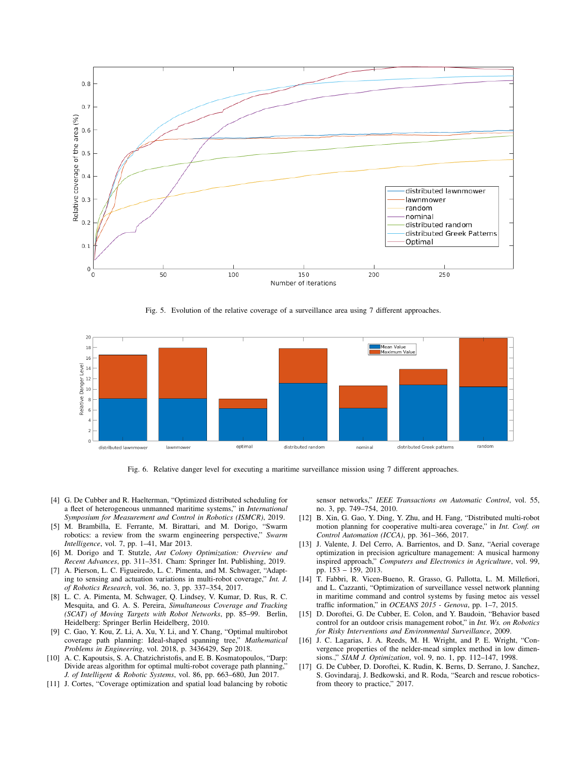0.8
0.7
0.6
0.5
0.4
0.3
0.2
0.1
0

0 50 100 150 200 250

Number of iterations

Relative coverage of the area (%)

distributed lawnmower
lawnmower
random
nominal
distributed random
distributed Greek Patterns
Optimal

Fig. 5. Evolution of the relative coverage of a surveillance area using 7 different approaches.

20
18
16
14
12
10
8
6
4
2
0

Relative Danger Level

Mean Value
Maximum Value

distributed lawnmower lawnmower optimal distributed random nominal distributed Greek patterns random

Fig. 6. Relative danger level for executing a maritime surveillance mission using 7 different approaches.

[4] G. De Cubber and R. Haelterman, "Optimized distributed scheduling for a fleet of heterogeneous unmanned maritime systems," in *International Symposium for Measurement and Control in Robotics (ISMCR)*, 2019.

[5] M. Brambilla, E. Ferrante, M. Birattari, and M. Dorigo, "Swarm robotics: a review from the swarm engineering perspective," *Swarm Intelligence*, vol. 7, pp. 1–41, Mar 2013.

[6] M. Dorigo and T. Stutzle, *Ant Colony Optimization: Overview and Recent Advances*, pp. 311–351. Cham: Springer Int. Publishing, 2019.

[7] A. Pierson, L. C. Figueiredo, L. C. Pimenta, and M. Schwager, "Adapting to sensing and actuation variations in multi-robot coverage," *Int. J. of Robotics Research*, vol. 36, no. 3, pp. 337–354, 2017.

[8] L. C. A. Pimenta, M. Schwager, Q. Lindsey, V. Kumar, D. Rus, R. C. Mesquita, and G. A. S. Pereira, *Simultaneous Coverage and Tracking (SCAT) of Moving Targets with Robot Networks*, pp. 85–99. Berlin, Heidelberg: Springer Berlin Heidelberg, 2010.

[9] C. Gao, Y. Kou, Z. Li, A. Xu, Y. Li, and Y. Chang, "Optimal multirobot coverage path planning: Ideal-shaped spanning tree," *Mathematical Problems in Engineering*, vol. 2018, p. 3436429, Sep 2018.

[10] A. C. Kapoutsis, S. A. Chatzichristofis, and E. B. Kosmatopoulos, "Darp: Divide areas algorithm for optimal multi-robot coverage path planning," *J. of Intelligent & Robotic Systems*, vol. 86, pp. 663–680, Jun 2017.

[11] J. Cortes, "Coverage optimization and spatial load balancing by robotic sensor networks," *IEEE Transactions on Automatic Control*, vol. 55, no. 3, pp. 749–754, 2010.

[12] B. Xin, G. Gao, Y. Ding, Y. Zhu, and H. Fang, "Distributed multi-robot motion planning for cooperative multi-area coverage," in *Int. Conf. on Control Automation (ICCA)*, pp. 361–366, 2017.

[13] J. Valente, J. Del Cerro, A. Barrientos, and D. Sanz, "Aerial coverage optimization in precision agriculture management: A musical harmony inspired approach," *Computers and Electronics in Agriculture*, vol. 99, pp. 153 – 159, 2013.

[14] T. Fabbri, R. Vicen-Bueno, R. Grasso, G. Pallotta, L. M. Millefiori, and L. Cazzanti, "Optimization of surveillance vessel network planning in maritime command and control systems by fusing metoc ais vessel traffic information," in *OCEANS 2015 - Genova*, pp. 1–7, 2015.

[15] D. Doroftei, G. De Cubber, E. Colon, and Y. Baudoin, "Behavior based control for an outdoor crisis management robot," in *Int. Ws. on Robotics for Risky Interventions and Environmental Surveillance*, 2009.

[16] J. C. Lagarias, J. A. Reeds, M. H. Wright, and P. E. Wright, "Convergence properties of the nelder-mead simplex method in low dimensions.," *SIAM J. Optimization*, vol. 9, no. 1, pp. 112–147, 1998.

[17] G. De Cubber, D. Doroftei, K. Rudin, K. Berns, D. Serrano, J. Sanchez, S. Govindaraj, J. Bedkowski, and R. Roda, "Search and rescue robotics-from theory to practice," 2017.